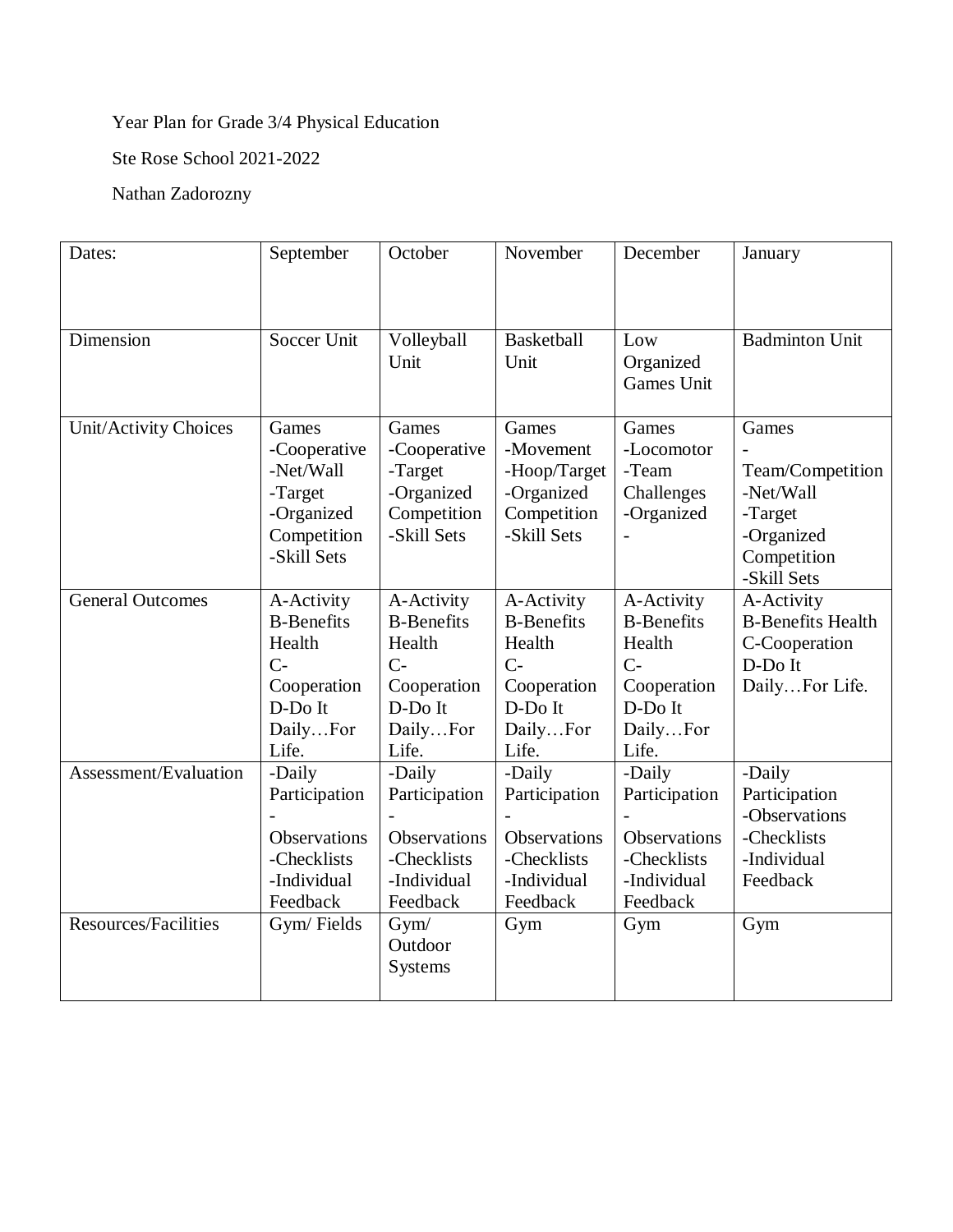Year Plan for Grade 3/4 Physical Education

Ste Rose School 2021-2022

Nathan Zadorozny

| Dates: | September | October | November | December | January |
|---|---|---|---|---|---|
| Dimension | Soccer Unit | Volleyball Unit | Basketball Unit | Low Organized Games Unit | Badminton Unit |
| Unit/Activity Choices | Games -Cooperative -Net/Wall -Target -Organized Competition -Skill Sets | Games -Cooperative -Target -Organized Competition -Skill Sets | Games -Movement -Hoop/Target -Organized Competition -Skill Sets | Games -Locomotor -Team Challenges -Organized - | Games -Team/Competition -Net/Wall -Target -Organized Competition -Skill Sets |
| General Outcomes | A-Activity B-Benefits Health C-Cooperation D-Do It Daily…For Life. | A-Activity B-Benefits Health C-Cooperation D-Do It Daily…For Life. | A-Activity B-Benefits Health C-Cooperation D-Do It Daily…For Life. | A-Activity B-Benefits Health C-Cooperation D-Do It Daily…For Life. | A-Activity B-Benefits Health C-Cooperation D-Do It Daily…For Life. |
| Assessment/Evaluation | -Daily Participation -Observations -Checklists -Individual Feedback | -Daily Participation -Observations -Checklists -Individual Feedback | -Daily Participation -Observations -Checklists -Individual Feedback | -Daily Participation -Observations -Checklists -Individual Feedback | -Daily Participation -Observations -Checklists -Individual Feedback |
| Resources/Facilities | Gym/ Fields | Gym/ Outdoor Systems | Gym | Gym | Gym |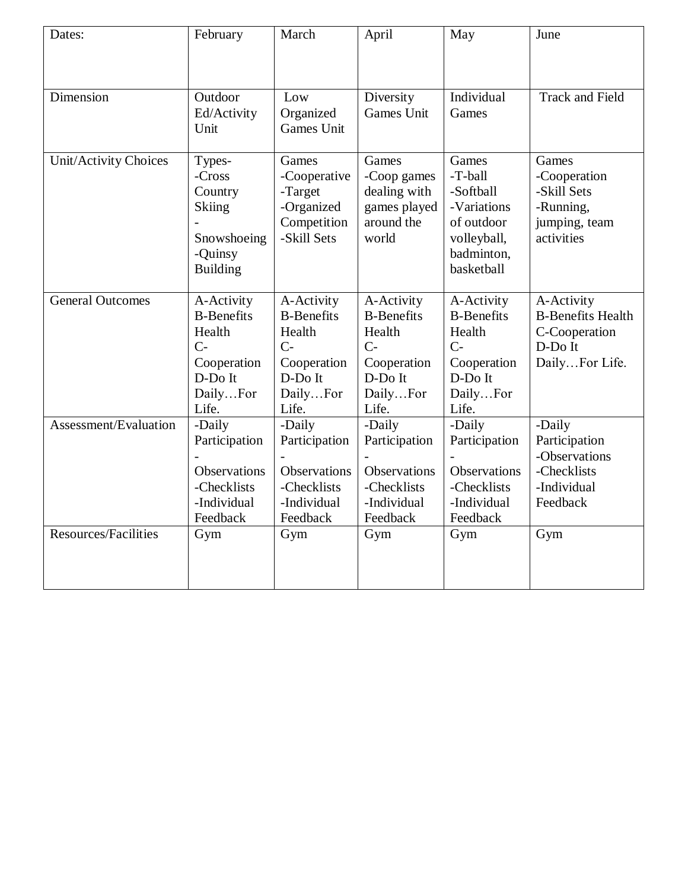| Dates: | February | March | April | May | June |
| --- | --- | --- | --- | --- | --- |
| Dimension | Outdoor Ed/Activity Unit | Low Organized Games Unit | Diversity Games Unit | Individual Games | Track and Field |
| Unit/Activity Choices | Types- -Cross Country Skiing -Snowshoeing -Quinsy Building | Games -Cooperative -Target -Organized Competition -Skill Sets | Games -Coop games dealing with games played around the world | Games -T-ball -Softball -Variations of outdoor volleyball, badminton, basketball | Games -Cooperation -Skill Sets -Running, jumping, team activities |
| General Outcomes | A-Activity B-Benefits Health C-Cooperation D-Do It Daily…For Life. | A-Activity B-Benefits Health C-Cooperation D-Do It Daily…For Life. | A-Activity B-Benefits Health C-Cooperation D-Do It Daily…For Life. | A-Activity B-Benefits Health C-Cooperation D-Do It Daily…For Life. | A-Activity B-Benefits Health C-Cooperation D-Do It Daily…For Life. |
| Assessment/Evaluation | -Daily Participation -Observations -Checklists -Individual Feedback | -Daily Participation -Observations -Checklists -Individual Feedback | -Daily Participation -Observations -Checklists -Individual Feedback | -Daily Participation -Observations -Checklists -Individual Feedback | -Daily Participation -Observations -Checklists -Individual Feedback |
| Resources/Facilities | Gym | Gym | Gym | Gym | Gym |